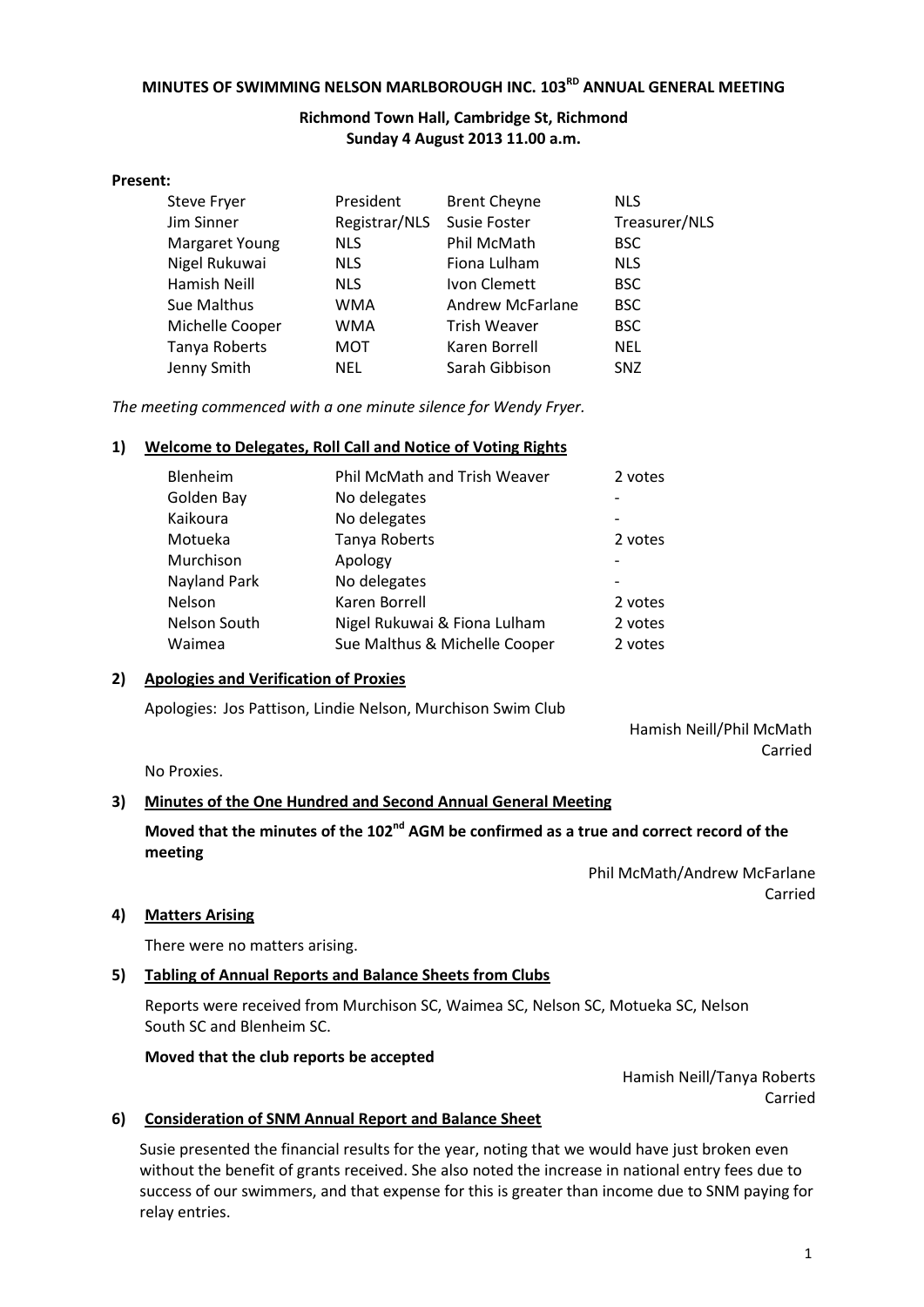# MINUTES OF SWIMMING NELSON MARLBOROUGH INC. 103RD ANNUAL GENERAL MEETING

**Richmond Town Hall, Cambridge St, Richmond**
**Sunday 4 August 2013 11.00 a.m.**

**Present:**

| | | | |
|---|---|---|---|
| Steve Fryer | President | Brent Cheyne | NLS |
| Jim Sinner | Registrar/NLS | Susie Foster | Treasurer/NLS |
| Margaret Young | NLS | Phil McMath | BSC |
| Nigel Rukuwai | NLS | Fiona Lulham | NLS |
| Hamish Neill | NLS | Ivon Clemett | BSC |
| Sue Malthus | WMA | Andrew McFarlane | BSC |
| Michelle Cooper | WMA | Trish Weaver | BSC |
| Tanya Roberts | MOT | Karen Borrell | NEL |
| Jenny Smith | NEL | Sarah Gibbison | SNZ |

*The meeting commenced with a one minute silence for Wendy Fryer.*

## 1) Welcome to Delegates, Roll Call and Notice of Voting Rights

| | | |
|---|---|---|
| Blenheim | Phil McMath and Trish Weaver | 2 votes |
| Golden Bay | No delegates | - |
| Kaikoura | No delegates | - |
| Motueka | Tanya Roberts | 2 votes |
| Murchison | Apology | - |
| Nayland Park | No delegates | - |
| Nelson | Karen Borrell | 2 votes |
| Nelson South | Nigel Rukuwai & Fiona Lulham | 2 votes |
| Waimea | Sue Malthus & Michelle Cooper | 2 votes |

## 2) Apologies and Verification of Proxies

Apologies: Jos Pattison, Lindie Nelson, Murchison Swim Club

Hamish Neill/Phil McMath
Carried

No Proxies.

## 3) Minutes of the One Hundred and Second Annual General Meeting

**Moved that the minutes of the 102nd AGM be confirmed as a true and correct record of the meeting**

Phil McMath/Andrew McFarlane
Carried

## 4) Matters Arising

There were no matters arising.

## 5) Tabling of Annual Reports and Balance Sheets from Clubs

Reports were received from Murchison SC, Waimea SC, Nelson SC, Motueka SC, Nelson South SC and Blenheim SC.

**Moved that the club reports be accepted**

Hamish Neill/Tanya Roberts
Carried

## 6) Consideration of SNM Annual Report and Balance Sheet

Susie presented the financial results for the year, noting that we would have just broken even without the benefit of grants received. She also noted the increase in national entry fees due to success of our swimmers, and that expense for this is greater than income due to SNM paying for relay entries.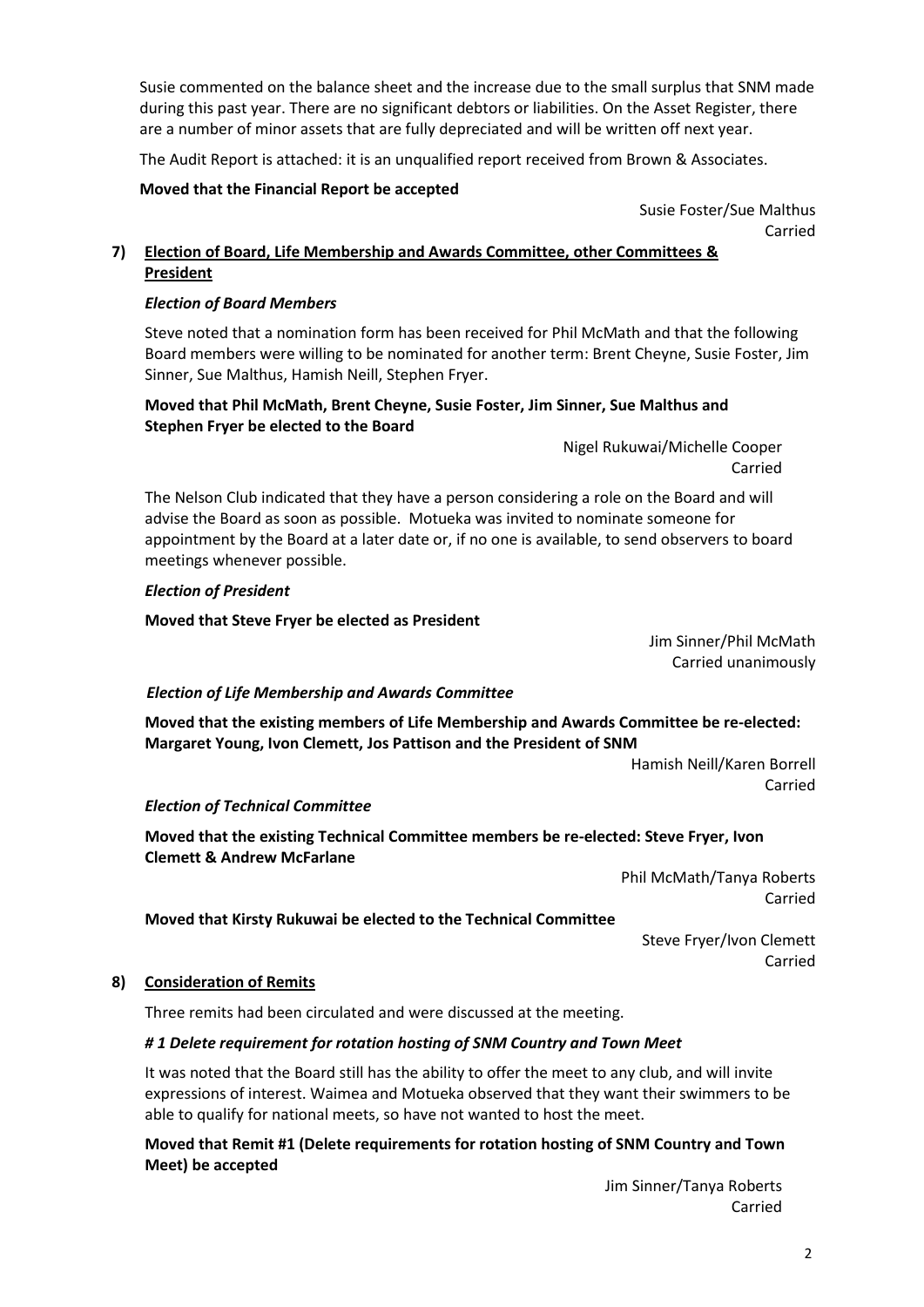Susie commented on the balance sheet and the increase due to the small surplus that SNM made during this past year. There are no significant debtors or liabilities. On the Asset Register, there are a number of minor assets that are fully depreciated and will be written off next year.

The Audit Report is attached: it is an unqualified report received from Brown & Associates.

**Moved that the Financial Report be accepted**

Susie Foster/Sue Malthus
Carried

## 7) Election of Board, Life Membership and Awards Committee, other Committees & President

### *Election of Board Members*

Steve noted that a nomination form has been received for Phil McMath and that the following Board members were willing to be nominated for another term: Brent Cheyne, Susie Foster, Jim Sinner, Sue Malthus, Hamish Neill, Stephen Fryer.

**Moved that Phil McMath, Brent Cheyne, Susie Foster, Jim Sinner, Sue Malthus and Stephen Fryer be elected to the Board**

Nigel Rukuwai/Michelle Cooper
Carried

The Nelson Club indicated that they have a person considering a role on the Board and will advise the Board as soon as possible. Motueka was invited to nominate someone for appointment by the Board at a later date or, if no one is available, to send observers to board meetings whenever possible.

### *Election of President*

**Moved that Steve Fryer be elected as President**

Jim Sinner/Phil McMath
Carried unanimously

### *Election of Life Membership and Awards Committee*

**Moved that the existing members of Life Membership and Awards Committee be re-elected: Margaret Young, Ivon Clemett, Jos Pattison and the President of SNM**

Hamish Neill/Karen Borrell
Carried

### *Election of Technical Committee*

**Moved that the existing Technical Committee members be re-elected: Steve Fryer, Ivon Clemett & Andrew McFarlane**

Phil McMath/Tanya Roberts
Carried

**Moved that Kirsty Rukuwai be elected to the Technical Committee**

Steve Fryer/Ivon Clemett
Carried

## 8) Consideration of Remits

Three remits had been circulated and were discussed at the meeting.

### *# 1 Delete requirement for rotation hosting of SNM Country and Town Meet*

It was noted that the Board still has the ability to offer the meet to any club, and will invite expressions of interest. Waimea and Motueka observed that they want their swimmers to be able to qualify for national meets, so have not wanted to host the meet.

**Moved that Remit #1 (Delete requirements for rotation hosting of SNM Country and Town Meet) be accepted**

Jim Sinner/Tanya Roberts
Carried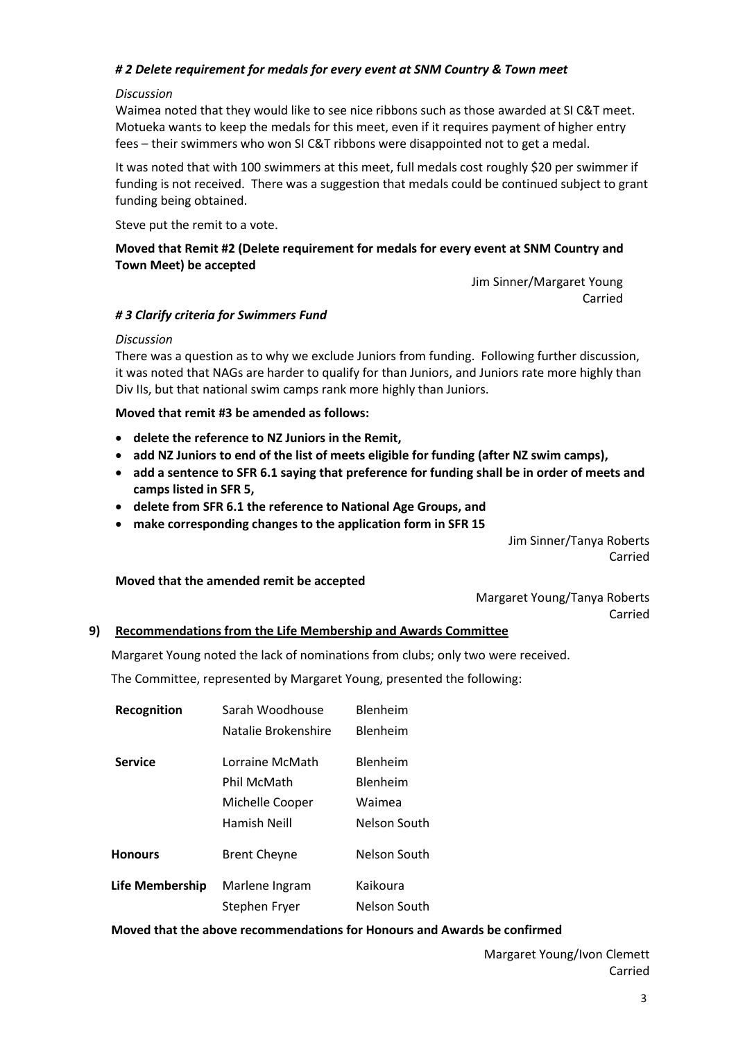### *# 2 Delete requirement for medals for every event at SNM Country & Town meet*

*Discussion*

Waimea noted that they would like to see nice ribbons such as those awarded at SI C&T meet. Motueka wants to keep the medals for this meet, even if it requires payment of higher entry fees – their swimmers who won SI C&T ribbons were disappointed not to get a medal.

It was noted that with 100 swimmers at this meet, full medals cost roughly $20 per swimmer if funding is not received. There was a suggestion that medals could be continued subject to grant funding being obtained.

Steve put the remit to a vote.

**Moved that Remit #2 (Delete requirement for medals for every event at SNM Country and Town Meet) be accepted**

Jim Sinner/Margaret Young
Carried

### *# 3 Clarify criteria for Swimmers Fund*

*Discussion*

There was a question as to why we exclude Juniors from funding. Following further discussion, it was noted that NAGs are harder to qualify for than Juniors, and Juniors rate more highly than Div IIs, but that national swim camps rank more highly than Juniors.

**Moved that remit #3 be amended as follows:**

- **delete the reference to NZ Juniors in the Remit,**
- **add NZ Juniors to end of the list of meets eligible for funding (after NZ swim camps),**
- **add a sentence to SFR 6.1 saying that preference for funding shall be in order of meets and camps listed in SFR 5,**
- **delete from SFR 6.1 the reference to National Age Groups, and**
- **make corresponding changes to the application form in SFR 15**

Jim Sinner/Tanya Roberts
Carried

**Moved that the amended remit be accepted**

Margaret Young/Tanya Roberts
Carried

## 9) Recommendations from the Life Membership and Awards Committee

Margaret Young noted the lack of nominations from clubs; only two were received.

The Committee, represented by Margaret Young, presented the following:

| | | |
|---|---|---|
| **Recognition** | Sarah Woodhouse | Blenheim |
| | Natalie Brokenshire | Blenheim |
| **Service** | Lorraine McMath | Blenheim |
| | Phil McMath | Blenheim |
| | Michelle Cooper | Waimea |
| | Hamish Neill | Nelson South |
| **Honours** | Brent Cheyne | Nelson South |
| **Life Membership** | Marlene Ingram | Kaikoura |
| | Stephen Fryer | Nelson South |

**Moved that the above recommendations for Honours and Awards be confirmed**

Margaret Young/Ivon Clemett
Carried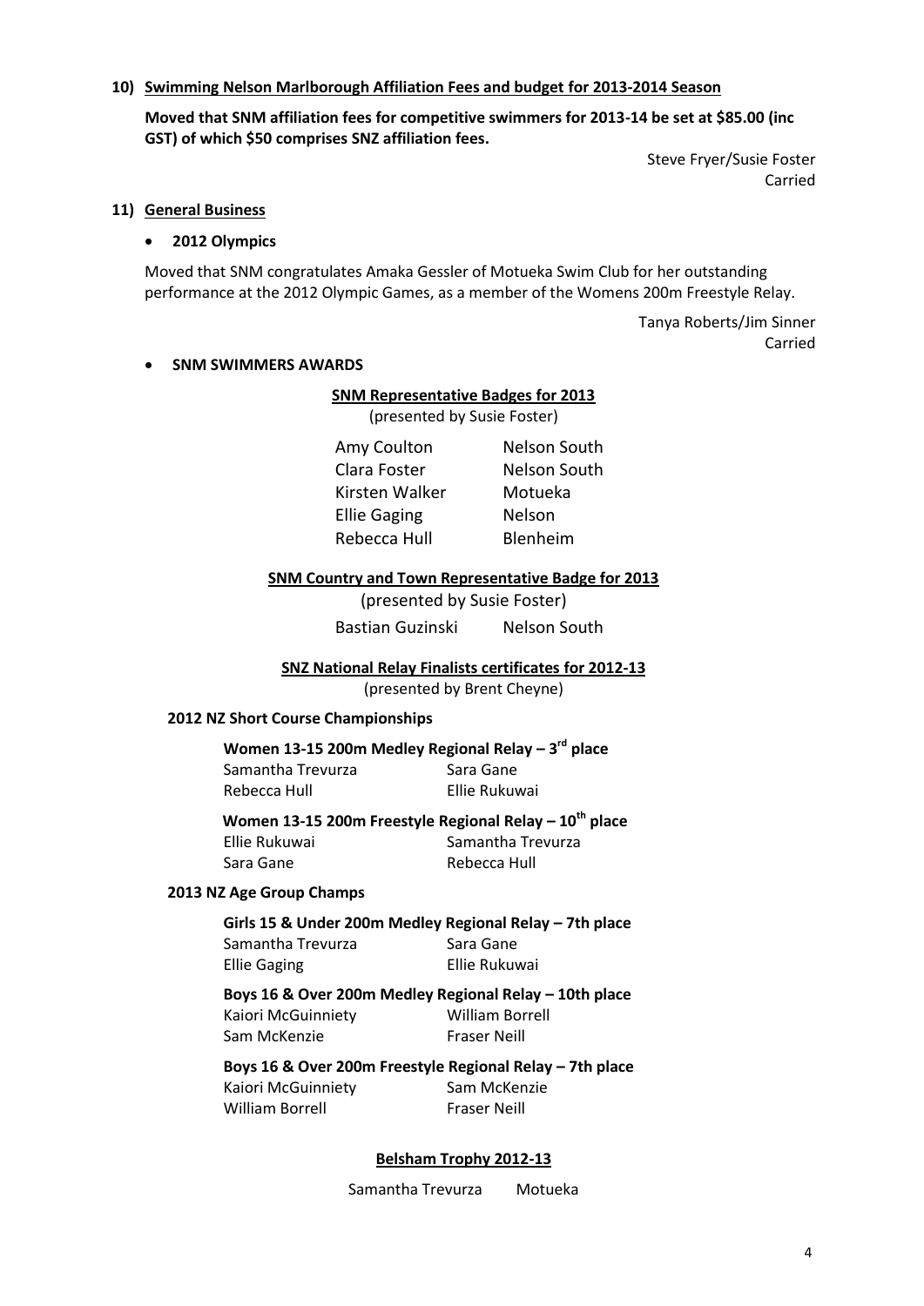**10) <u>Swimming Nelson Marlborough Affiliation Fees and budget for 2013-2014 Season</u>**

**Moved that SNM affiliation fees for competitive swimmers for 2013-14 be set at $85.00 (inc GST) of which $50 comprises SNZ affiliation fees.**

Steve Fryer/Susie Foster
Carried

**11) <u>General Business</u>**

- **2012 Olympics**

Moved that SNM congratulates Amaka Gessler of Motueka Swim Club for her outstanding performance at the 2012 Olympic Games, as a member of the Womens 200m Freestyle Relay.

Tanya Roberts/Jim Sinner
Carried

- **SNM SWIMMERS AWARDS**

**<u>SNM Representative Badges for 2013</u>**
(presented by Susie Foster)

| | |
|---|---|
| Amy Coulton | Nelson South |
| Clara Foster | Nelson South |
| Kirsten Walker | Motueka |
| Ellie Gaging | Nelson |
| Rebecca Hull | Blenheim |

**<u>SNM Country and Town Representative Badge for 2013</u>**
(presented by Susie Foster)

Bastian Guzinski — Nelson South

**<u>SNZ National Relay Finalists certificates for 2012-13</u>**
(presented by Brent Cheyne)

**2012 NZ Short Course Championships**

**Women 13-15 200m Medley Regional Relay – 3rd place**

| | |
|---|---|
| Samantha Trevurza | Sara Gane |
| Rebecca Hull | Ellie Rukuwai |

**Women 13-15 200m Freestyle Regional Relay – 10th place**

| | |
|---|---|
| Ellie Rukuwai | Samantha Trevurza |
| Sara Gane | Rebecca Hull |

**2013 NZ Age Group Champs**

**Girls 15 & Under 200m Medley Regional Relay – 7th place**

| | |
|---|---|
| Samantha Trevurza | Sara Gane |
| Ellie Gaging | Ellie Rukuwai |

**Boys 16 & Over 200m Medley Regional Relay – 10th place**

| | |
|---|---|
| Kaiori McGuinniety | William Borrell |
| Sam McKenzie | Fraser Neill |

**Boys 16 & Over 200m Freestyle Regional Relay – 7th place**

| | |
|---|---|
| Kaiori McGuinniety | Sam McKenzie |
| William Borrell | Fraser Neill |

**<u>Belsham Trophy 2012-13</u>**

Samantha Trevurza — Motueka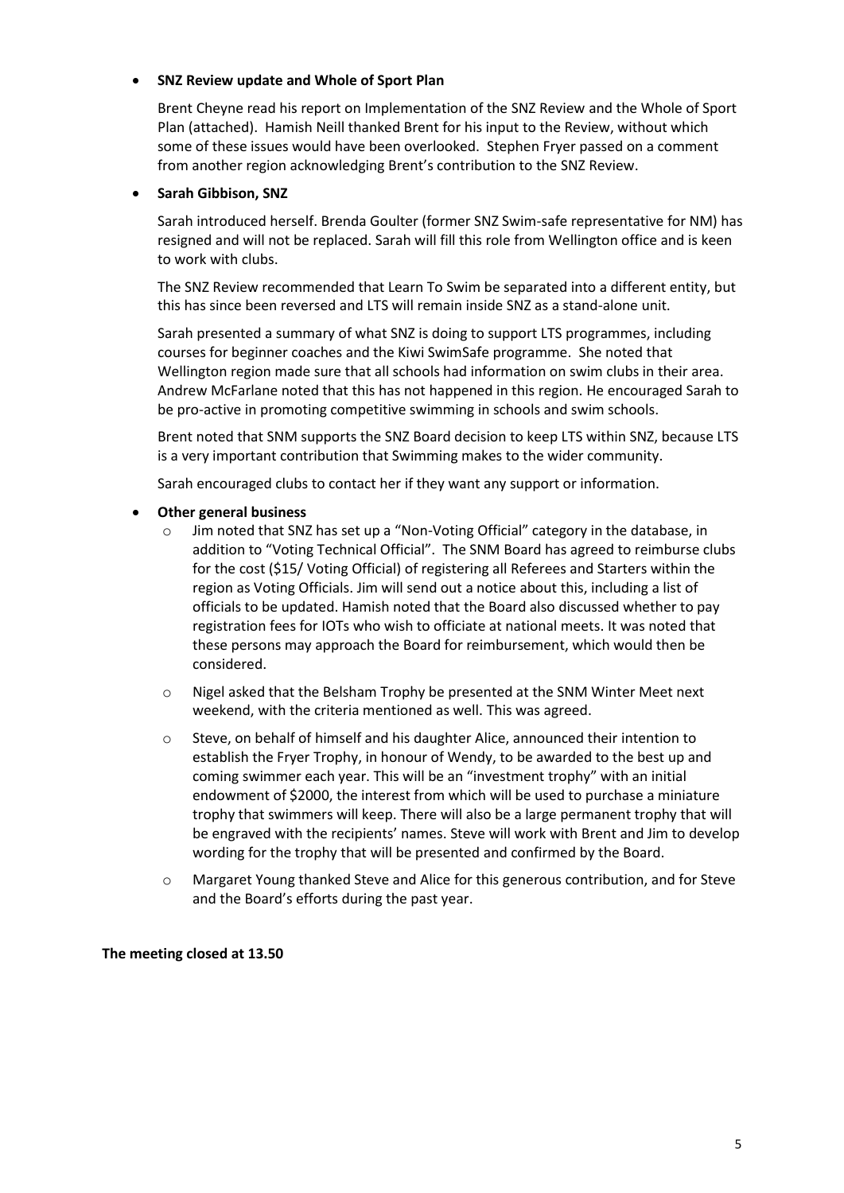- **SNZ Review update and Whole of Sport Plan**

  Brent Cheyne read his report on Implementation of the SNZ Review and the Whole of Sport Plan (attached). Hamish Neill thanked Brent for his input to the Review, without which some of these issues would have been overlooked. Stephen Fryer passed on a comment from another region acknowledging Brent's contribution to the SNZ Review.

- **Sarah Gibbison, SNZ**

  Sarah introduced herself. Brenda Goulter (former SNZ Swim-safe representative for NM) has resigned and will not be replaced. Sarah will fill this role from Wellington office and is keen to work with clubs.

  The SNZ Review recommended that Learn To Swim be separated into a different entity, but this has since been reversed and LTS will remain inside SNZ as a stand-alone unit.

  Sarah presented a summary of what SNZ is doing to support LTS programmes, including courses for beginner coaches and the Kiwi SwimSafe programme. She noted that Wellington region made sure that all schools had information on swim clubs in their area. Andrew McFarlane noted that this has not happened in this region. He encouraged Sarah to be pro-active in promoting competitive swimming in schools and swim schools.

  Brent noted that SNM supports the SNZ Board decision to keep LTS within SNZ, because LTS is a very important contribution that Swimming makes to the wider community.

  Sarah encouraged clubs to contact her if they want any support or information.

- **Other general business**
  - Jim noted that SNZ has set up a "Non-Voting Official" category in the database, in addition to "Voting Technical Official". The SNM Board has agreed to reimburse clubs for the cost ($15/ Voting Official) of registering all Referees and Starters within the region as Voting Officials. Jim will send out a notice about this, including a list of officials to be updated. Hamish noted that the Board also discussed whether to pay registration fees for IOTs who wish to officiate at national meets. It was noted that these persons may approach the Board for reimbursement, which would then be considered.
  - Nigel asked that the Belsham Trophy be presented at the SNM Winter Meet next weekend, with the criteria mentioned as well. This was agreed.
  - Steve, on behalf of himself and his daughter Alice, announced their intention to establish the Fryer Trophy, in honour of Wendy, to be awarded to the best up and coming swimmer each year. This will be an "investment trophy" with an initial endowment of $2000, the interest from which will be used to purchase a miniature trophy that swimmers will keep. There will also be a large permanent trophy that will be engraved with the recipients' names. Steve will work with Brent and Jim to develop wording for the trophy that will be presented and confirmed by the Board.
  - Margaret Young thanked Steve and Alice for this generous contribution, and for Steve and the Board's efforts during the past year.

**The meeting closed at 13.50**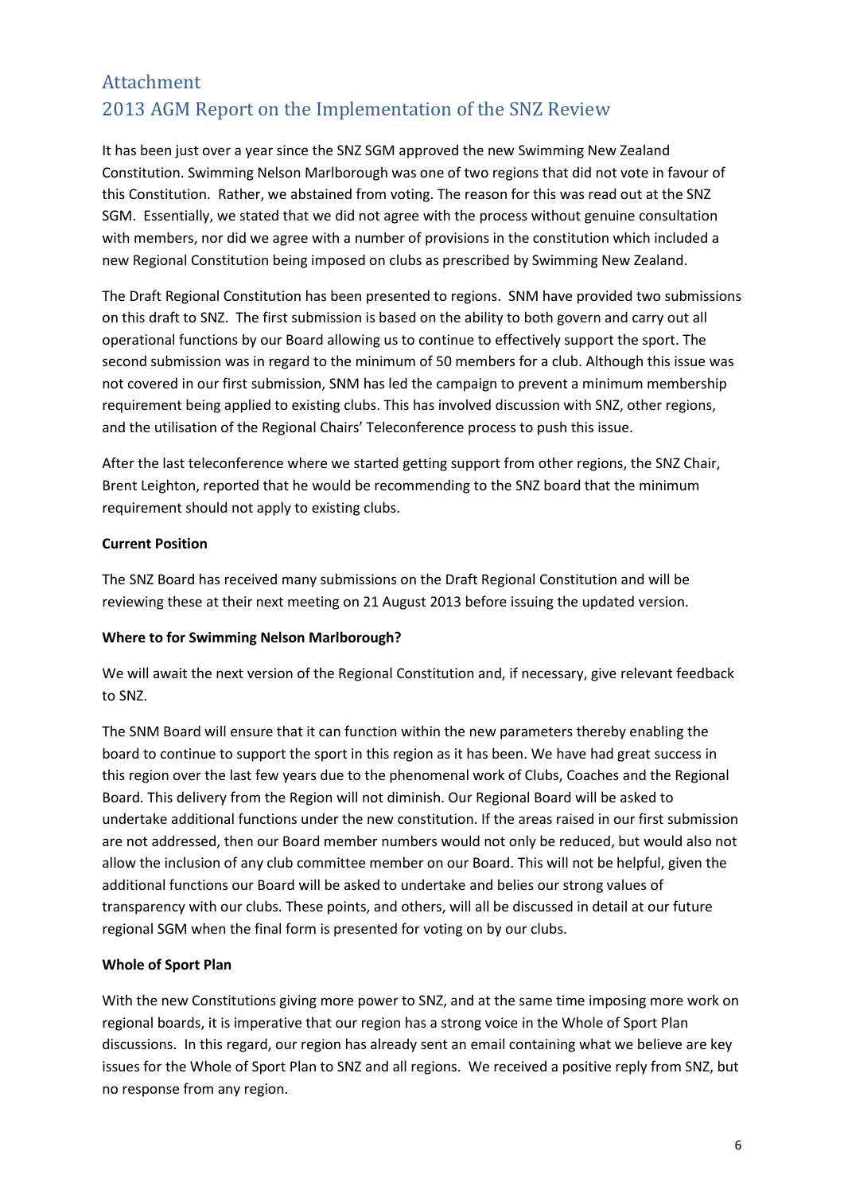# Attachment

# 2013 AGM Report on the Implementation of the SNZ Review

It has been just over a year since the SNZ SGM approved the new Swimming New Zealand Constitution. Swimming Nelson Marlborough was one of two regions that did not vote in favour of this Constitution. Rather, we abstained from voting. The reason for this was read out at the SNZ SGM. Essentially, we stated that we did not agree with the process without genuine consultation with members, nor did we agree with a number of provisions in the constitution which included a new Regional Constitution being imposed on clubs as prescribed by Swimming New Zealand.

The Draft Regional Constitution has been presented to regions. SNM have provided two submissions on this draft to SNZ. The first submission is based on the ability to both govern and carry out all operational functions by our Board allowing us to continue to effectively support the sport. The second submission was in regard to the minimum of 50 members for a club. Although this issue was not covered in our first submission, SNM has led the campaign to prevent a minimum membership requirement being applied to existing clubs. This has involved discussion with SNZ, other regions, and the utilisation of the Regional Chairs' Teleconference process to push this issue.

After the last teleconference where we started getting support from other regions, the SNZ Chair, Brent Leighton, reported that he would be recommending to the SNZ board that the minimum requirement should not apply to existing clubs.

**Current Position**

The SNZ Board has received many submissions on the Draft Regional Constitution and will be reviewing these at their next meeting on 21 August 2013 before issuing the updated version.

**Where to for Swimming Nelson Marlborough?**

We will await the next version of the Regional Constitution and, if necessary, give relevant feedback to SNZ.

The SNM Board will ensure that it can function within the new parameters thereby enabling the board to continue to support the sport in this region as it has been. We have had great success in this region over the last few years due to the phenomenal work of Clubs, Coaches and the Regional Board. This delivery from the Region will not diminish. Our Regional Board will be asked to undertake additional functions under the new constitution. If the areas raised in our first submission are not addressed, then our Board member numbers would not only be reduced, but would also not allow the inclusion of any club committee member on our Board. This will not be helpful, given the additional functions our Board will be asked to undertake and belies our strong values of transparency with our clubs. These points, and others, will all be discussed in detail at our future regional SGM when the final form is presented for voting on by our clubs.

**Whole of Sport Plan**

With the new Constitutions giving more power to SNZ, and at the same time imposing more work on regional boards, it is imperative that our region has a strong voice in the Whole of Sport Plan discussions. In this regard, our region has already sent an email containing what we believe are key issues for the Whole of Sport Plan to SNZ and all regions. We received a positive reply from SNZ, but no response from any region.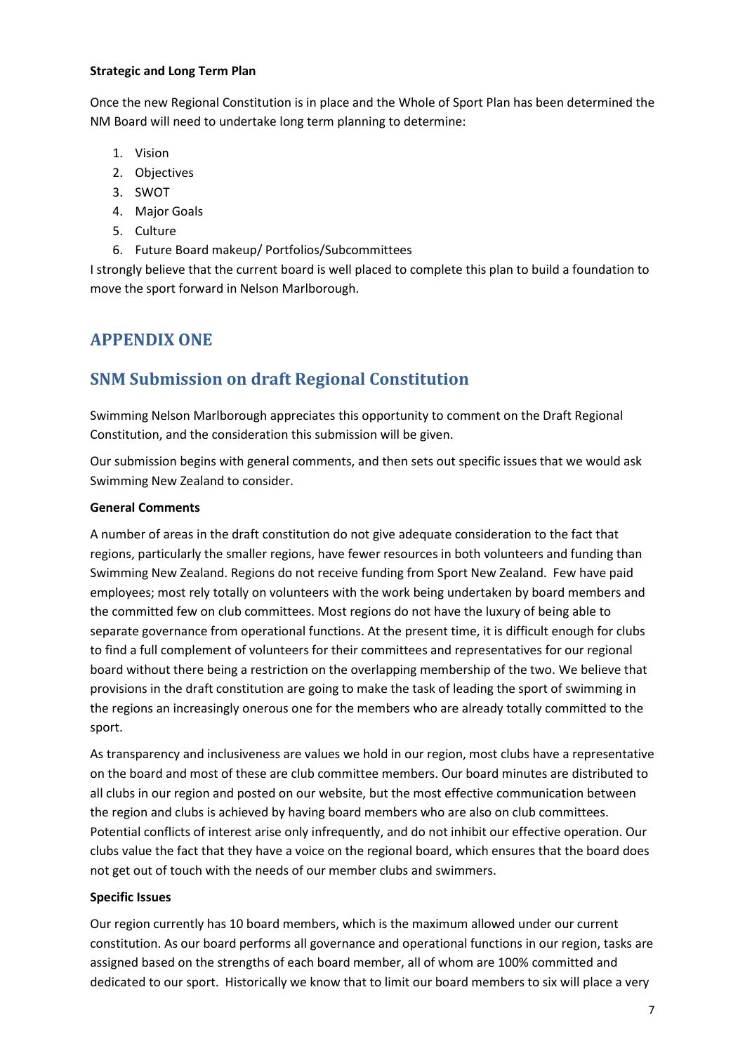**Strategic and Long Term Plan**

Once the new Regional Constitution is in place and the Whole of Sport Plan has been determined the NM Board will need to undertake long term planning to determine:

1. Vision
2. Objectives
3. SWOT
4. Major Goals
5. Culture
6. Future Board makeup/ Portfolios/Subcommittees

I strongly believe that the current board is well placed to complete this plan to build a foundation to move the sport forward in Nelson Marlborough.

## APPENDIX ONE

## SNM Submission on draft Regional Constitution

Swimming Nelson Marlborough appreciates this opportunity to comment on the Draft Regional Constitution, and the consideration this submission will be given.

Our submission begins with general comments, and then sets out specific issues that we would ask Swimming New Zealand to consider.

**General Comments**

A number of areas in the draft constitution do not give adequate consideration to the fact that regions, particularly the smaller regions, have fewer resources in both volunteers and funding than Swimming New Zealand. Regions do not receive funding from Sport New Zealand. Few have paid employees; most rely totally on volunteers with the work being undertaken by board members and the committed few on club committees. Most regions do not have the luxury of being able to separate governance from operational functions. At the present time, it is difficult enough for clubs to find a full complement of volunteers for their committees and representatives for our regional board without there being a restriction on the overlapping membership of the two. We believe that provisions in the draft constitution are going to make the task of leading the sport of swimming in the regions an increasingly onerous one for the members who are already totally committed to the sport.

As transparency and inclusiveness are values we hold in our region, most clubs have a representative on the board and most of these are club committee members. Our board minutes are distributed to all clubs in our region and posted on our website, but the most effective communication between the region and clubs is achieved by having board members who are also on club committees. Potential conflicts of interest arise only infrequently, and do not inhibit our effective operation. Our clubs value the fact that they have a voice on the regional board, which ensures that the board does not get out of touch with the needs of our member clubs and swimmers.

**Specific Issues**

Our region currently has 10 board members, which is the maximum allowed under our current constitution. As our board performs all governance and operational functions in our region, tasks are assigned based on the strengths of each board member, all of whom are 100% committed and dedicated to our sport. Historically we know that to limit our board members to six will place a very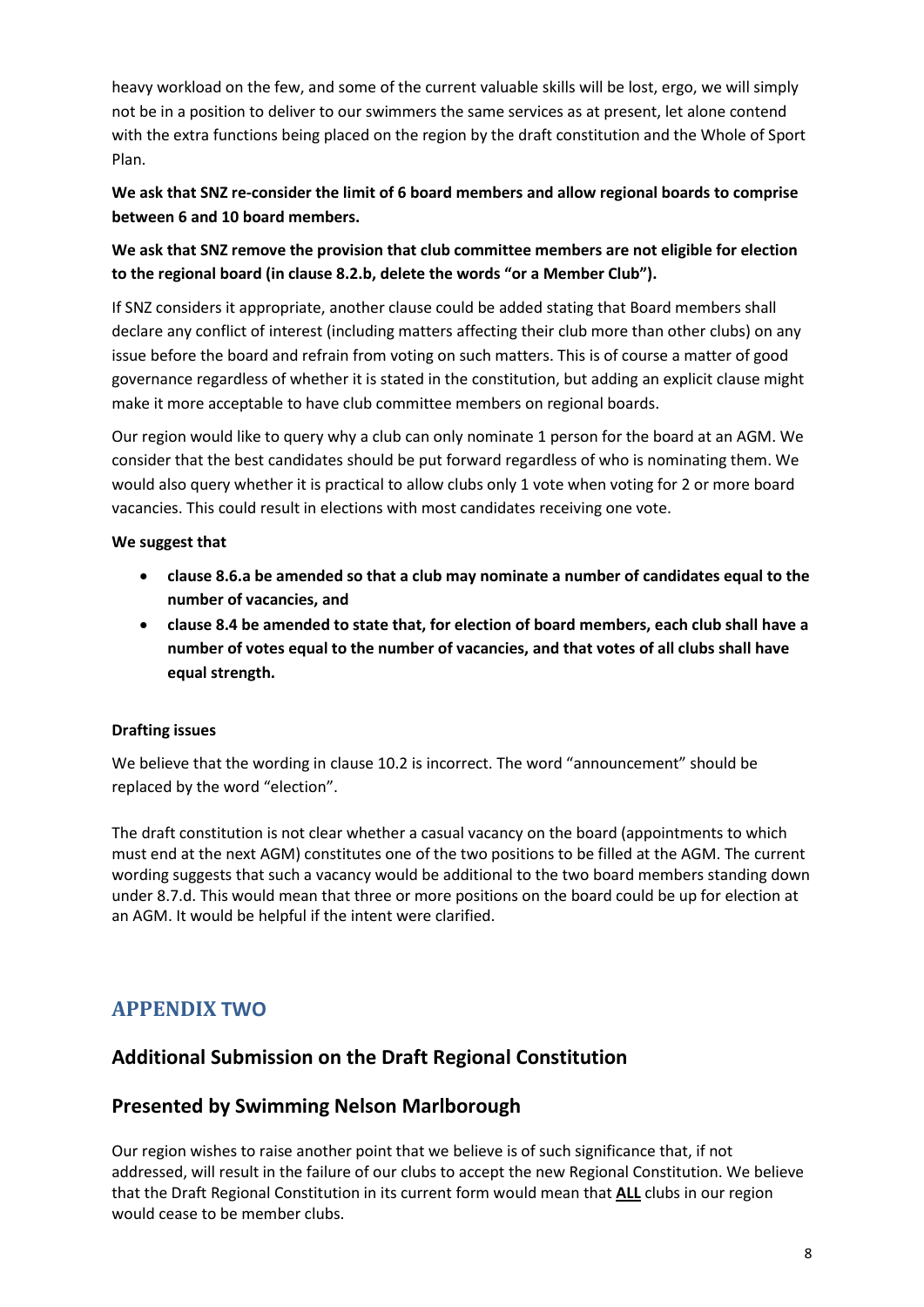heavy workload on the few, and some of the current valuable skills will be lost, ergo, we will simply not be in a position to deliver to our swimmers the same services as at present, let alone contend with the extra functions being placed on the region by the draft constitution and the Whole of Sport Plan.

**We ask that SNZ re-consider the limit of 6 board members and allow regional boards to comprise between 6 and 10 board members.**

**We ask that SNZ remove the provision that club committee members are not eligible for election to the regional board (in clause 8.2.b, delete the words "or a Member Club").**

If SNZ considers it appropriate, another clause could be added stating that Board members shall declare any conflict of interest (including matters affecting their club more than other clubs) on any issue before the board and refrain from voting on such matters. This is of course a matter of good governance regardless of whether it is stated in the constitution, but adding an explicit clause might make it more acceptable to have club committee members on regional boards.

Our region would like to query why a club can only nominate 1 person for the board at an AGM. We consider that the best candidates should be put forward regardless of who is nominating them. We would also query whether it is practical to allow clubs only 1 vote when voting for 2 or more board vacancies. This could result in elections with most candidates receiving one vote.

**We suggest that**

- **clause 8.6.a be amended so that a club may nominate a number of candidates equal to the number of vacancies, and**
- **clause 8.4 be amended to state that, for election of board members, each club shall have a number of votes equal to the number of vacancies, and that votes of all clubs shall have equal strength.**

**Drafting issues**

We believe that the wording in clause 10.2 is incorrect. The word "announcement" should be replaced by the word "election".

The draft constitution is not clear whether a casual vacancy on the board (appointments to which must end at the next AGM) constitutes one of the two positions to be filled at the AGM. The current wording suggests that such a vacancy would be additional to the two board members standing down under 8.7.d. This would mean that three or more positions on the board could be up for election at an AGM. It would be helpful if the intent were clarified.

# APPENDIX TWO

## Additional Submission on the Draft Regional Constitution

## Presented by Swimming Nelson Marlborough

Our region wishes to raise another point that we believe is of such significance that, if not addressed, will result in the failure of our clubs to accept the new Regional Constitution. We believe that the Draft Regional Constitution in its current form would mean that **ALL** clubs in our region would cease to be member clubs.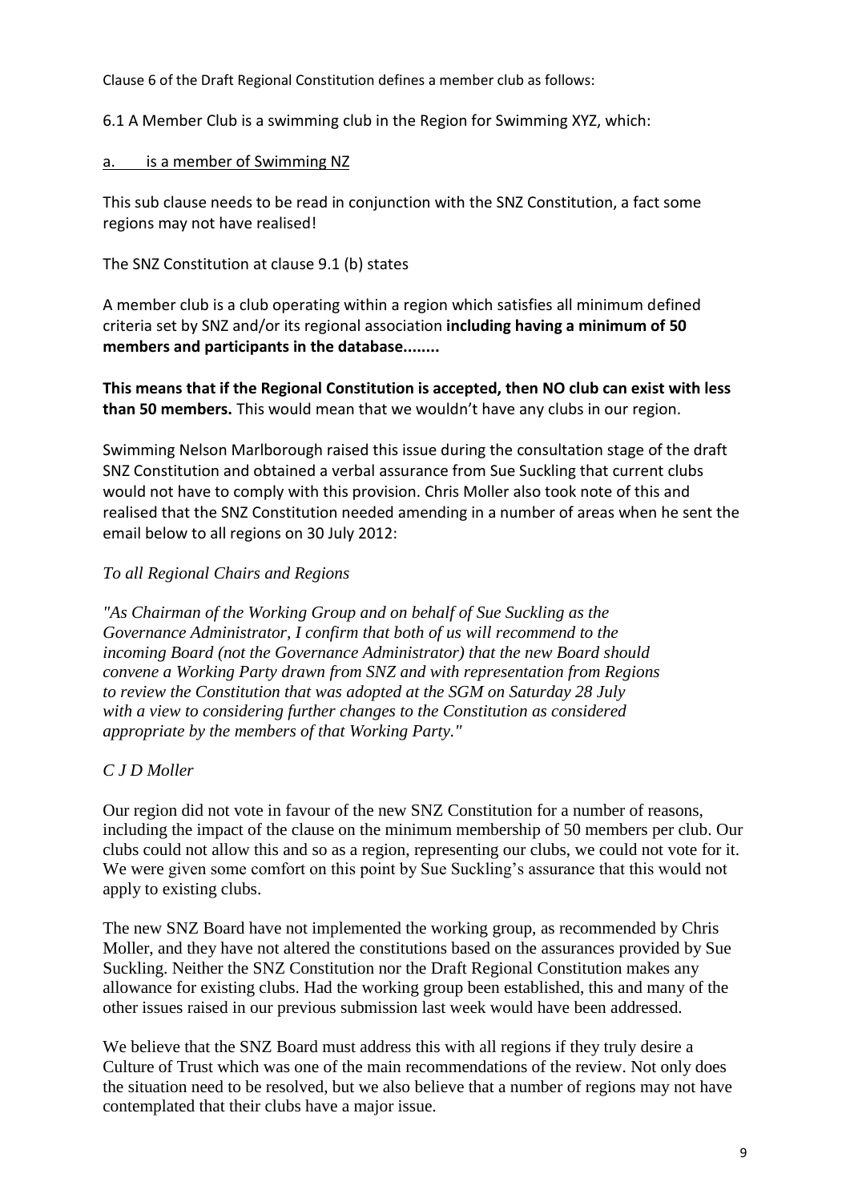Clause 6 of the Draft Regional Constitution defines a member club as follows:

6.1 A Member Club is a swimming club in the Region for Swimming XYZ, which:

a. <u>is a member of Swimming NZ</u>

This sub clause needs to be read in conjunction with the SNZ Constitution, a fact some regions may not have realised!

The SNZ Constitution at clause 9.1 (b) states

A member club is a club operating within a region which satisfies all minimum defined criteria set by SNZ and/or its regional association **including having a minimum of 50 members and participants in the database........**

**This means that if the Regional Constitution is accepted, then NO club can exist with less than 50 members.** This would mean that we wouldn't have any clubs in our region.

Swimming Nelson Marlborough raised this issue during the consultation stage of the draft SNZ Constitution and obtained a verbal assurance from Sue Suckling that current clubs would not have to comply with this provision. Chris Moller also took note of this and realised that the SNZ Constitution needed amending in a number of areas when he sent the email below to all regions on 30 July 2012:

*To all Regional Chairs and Regions*

*"As Chairman of the Working Group and on behalf of Sue Suckling as the Governance Administrator, I confirm that both of us will recommend to the incoming Board (not the Governance Administrator) that the new Board should convene a Working Party drawn from SNZ and with representation from Regions to review the Constitution that was adopted at the SGM on Saturday 28 July with a view to considering further changes to the Constitution as considered appropriate by the members of that Working Party."*

*C J D Moller*

Our region did not vote in favour of the new SNZ Constitution for a number of reasons, including the impact of the clause on the minimum membership of 50 members per club. Our clubs could not allow this and so as a region, representing our clubs, we could not vote for it. We were given some comfort on this point by Sue Suckling's assurance that this would not apply to existing clubs.

The new SNZ Board have not implemented the working group, as recommended by Chris Moller, and they have not altered the constitutions based on the assurances provided by Sue Suckling. Neither the SNZ Constitution nor the Draft Regional Constitution makes any allowance for existing clubs. Had the working group been established, this and many of the other issues raised in our previous submission last week would have been addressed.

We believe that the SNZ Board must address this with all regions if they truly desire a Culture of Trust which was one of the main recommendations of the review. Not only does the situation need to be resolved, but we also believe that a number of regions may not have contemplated that their clubs have a major issue.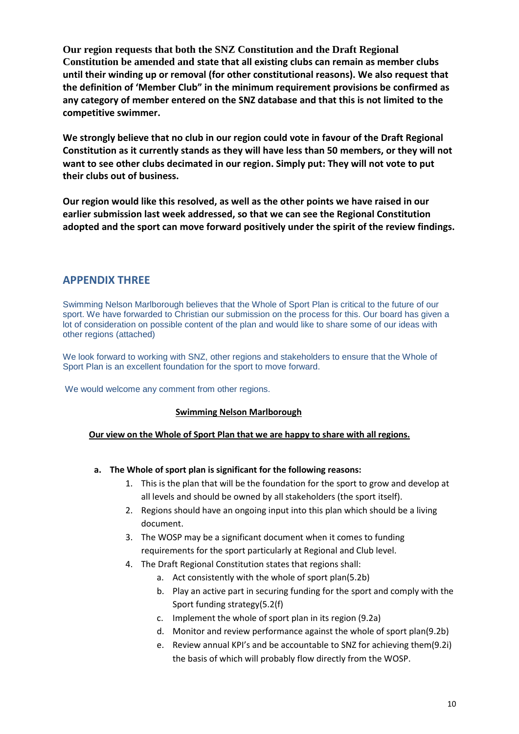**Our region requests that both the SNZ Constitution and the Draft Regional Constitution be amended and state that all existing clubs can remain as member clubs until their winding up or removal (for other constitutional reasons). We also request that the definition of 'Member Club" in the minimum requirement provisions be confirmed as any category of member entered on the SNZ database and that this is not limited to the competitive swimmer.**

**We strongly believe that no club in our region could vote in favour of the Draft Regional Constitution as it currently stands as they will have less than 50 members, or they will not want to see other clubs decimated in our region. Simply put: They will not vote to put their clubs out of business.**

**Our region would like this resolved, as well as the other points we have raised in our earlier submission last week addressed, so that we can see the Regional Constitution adopted and the sport can move forward positively under the spirit of the review findings.**

## APPENDIX THREE

Swimming Nelson Marlborough believes that the Whole of Sport Plan is critical to the future of our sport. We have forwarded to Christian our submission on the process for this. Our board has given a lot of consideration on possible content of the plan and would like to share some of our ideas with other regions (attached)

We look forward to working with SNZ, other regions and stakeholders to ensure that the Whole of Sport Plan is an excellent foundation for the sport to move forward.

We would welcome any comment from other regions.

**Swimming Nelson Marlborough**

**Our view on the Whole of Sport Plan that we are happy to share with all regions.**

**a. The Whole of sport plan is significant for the following reasons:**

1. This is the plan that will be the foundation for the sport to grow and develop at all levels and should be owned by all stakeholders (the sport itself).
2. Regions should have an ongoing input into this plan which should be a living document.
3. The WOSP may be a significant document when it comes to funding requirements for the sport particularly at Regional and Club level.
4. The Draft Regional Constitution states that regions shall:
   a. Act consistently with the whole of sport plan(5.2b)
   b. Play an active part in securing funding for the sport and comply with the Sport funding strategy(5.2(f)
   c. Implement the whole of sport plan in its region (9.2a)
   d. Monitor and review performance against the whole of sport plan(9.2b)
   e. Review annual KPI's and be accountable to SNZ for achieving them(9.2i) the basis of which will probably flow directly from the WOSP.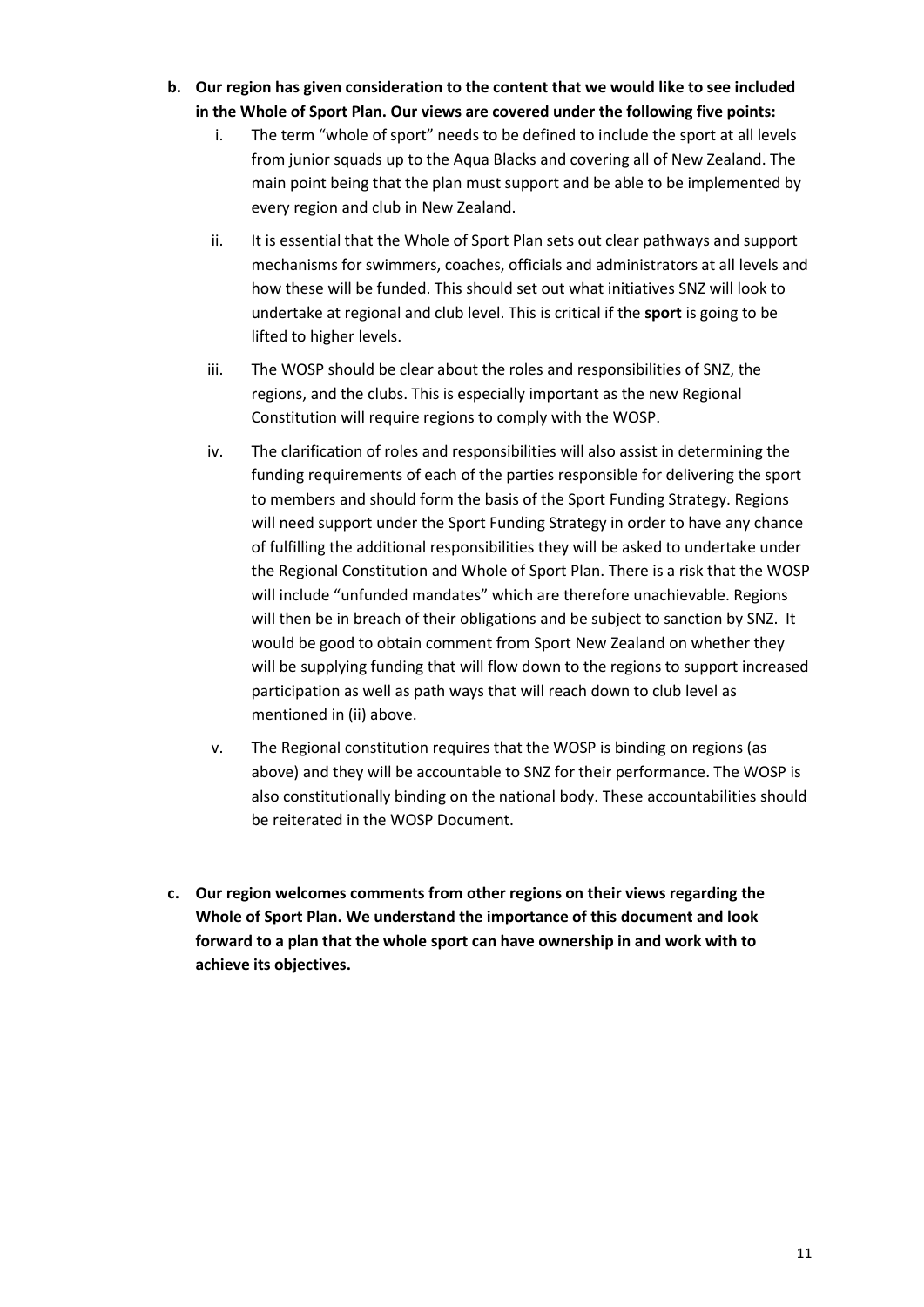**b. Our region has given consideration to the content that we would like to see included in the Whole of Sport Plan. Our views are covered under the following five points:**

i. The term "whole of sport" needs to be defined to include the sport at all levels from junior squads up to the Aqua Blacks and covering all of New Zealand. The main point being that the plan must support and be able to be implemented by every region and club in New Zealand.

ii. It is essential that the Whole of Sport Plan sets out clear pathways and support mechanisms for swimmers, coaches, officials and administrators at all levels and how these will be funded. This should set out what initiatives SNZ will look to undertake at regional and club level. This is critical if the **sport** is going to be lifted to higher levels.

iii. The WOSP should be clear about the roles and responsibilities of SNZ, the regions, and the clubs. This is especially important as the new Regional Constitution will require regions to comply with the WOSP.

iv. The clarification of roles and responsibilities will also assist in determining the funding requirements of each of the parties responsible for delivering the sport to members and should form the basis of the Sport Funding Strategy. Regions will need support under the Sport Funding Strategy in order to have any chance of fulfilling the additional responsibilities they will be asked to undertake under the Regional Constitution and Whole of Sport Plan. There is a risk that the WOSP will include "unfunded mandates" which are therefore unachievable. Regions will then be in breach of their obligations and be subject to sanction by SNZ. It would be good to obtain comment from Sport New Zealand on whether they will be supplying funding that will flow down to the regions to support increased participation as well as path ways that will reach down to club level as mentioned in (ii) above.

v. The Regional constitution requires that the WOSP is binding on regions (as above) and they will be accountable to SNZ for their performance. The WOSP is also constitutionally binding on the national body. These accountabilities should be reiterated in the WOSP Document.

**c. Our region welcomes comments from other regions on their views regarding the Whole of Sport Plan. We understand the importance of this document and look forward to a plan that the whole sport can have ownership in and work with to achieve its objectives.**